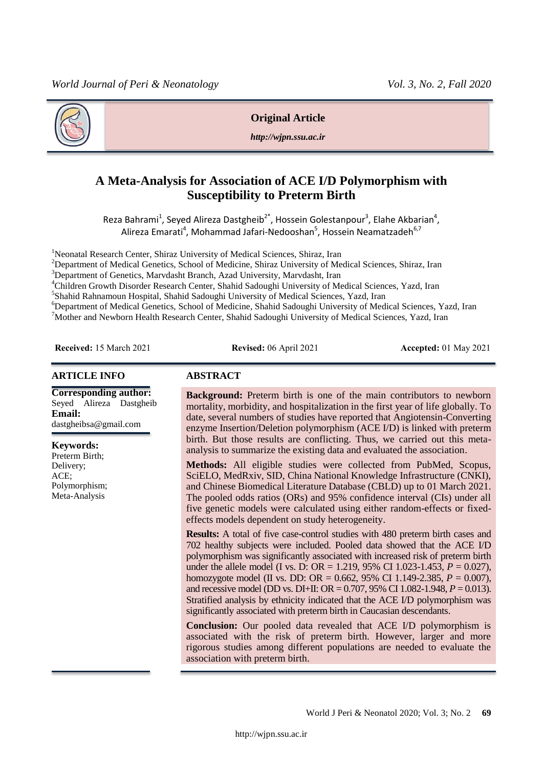**Original Article**

***http://wjpn.ssu.ac.ir***

# A Meta-Analysis for Association of ACE I/D Polymorphism with Susceptibility to Preterm Birth

Reza Bahrami[1], Seyed Alireza Dastgheib[2*], Hossein Golestanpour[3], Elahe Akbarian[4], Alireza Emarati[4], Mohammad Jafari-Nedooshan[5], Hossein Neamatzadeh[6,7]

[1]Neonatal Research Center, Shiraz University of Medical Sciences, Shiraz, Iran
[2]Department of Medical Genetics, School of Medicine, Shiraz University of Medical Sciences, Shiraz, Iran
[3]Department of Genetics, Marvdasht Branch, Azad University, Marvdasht, Iran
[4]Children Growth Disorder Research Center, Shahid Sadoughi University of Medical Sciences, Yazd, Iran
[5]Shahid Rahnamoun Hospital, Shahid Sadoughi University of Medical Sciences, Yazd, Iran
[6]Department of Medical Genetics, School of Medicine, Shahid Sadoughi University of Medical Sciences, Yazd, Iran
[7]Mother and Newborn Health Research Center, Shahid Sadoughi University of Medical Sciences, Yazd, Iran

**Received:** 15 March 2021 **Revised:** 06 April 2021 **Accepted:** 01 May 2021

## ARTICLE INFO

**Corresponding author:**
Seyed Alireza Dastgheib
**Email:**
dastgheibsa@gmail.com

**Keywords:**
Preterm Birth;
Delivery;
ACE;
Polymorphism;
Meta-Analysis

## ABSTRACT

**Background:** Preterm birth is one of the main contributors to newborn mortality, morbidity, and hospitalization in the first year of life globally. To date, several numbers of studies have reported that Angiotensin-Converting enzyme Insertion/Deletion polymorphism (ACE I/D) is linked with preterm birth. But those results are conflicting. Thus, we carried out this meta-analysis to summarize the existing data and evaluated the association.

**Methods:** All eligible studies were collected from PubMed, Scopus, SciELO, MedRxiv, SID, China National Knowledge Infrastructure (CNKI), and Chinese Biomedical Literature Database (CBLD) up to 01 March 2021. The pooled odds ratios (ORs) and 95% confidence interval (CIs) under all five genetic models were calculated using either random-effects or fixed-effects models dependent on study heterogeneity.

**Results:** A total of five case-control studies with 480 preterm birth cases and 702 healthy subjects were included. Pooled data showed that the ACE I/D polymorphism was significantly associated with increased risk of preterm birth under the allele model (I vs. D: OR = 1.219, 95% CI 1.023-1.453, $P = 0.027$), homozygote model (II vs. DD: OR = 0.662, 95% CI 1.149-2.385, $P = 0.007$), and recessive model (DD vs. DI+II: OR = 0.707, 95% CI 1.082-1.948, $P = 0.013$). Stratified analysis by ethnicity indicated that the ACE I/D polymorphism was significantly associated with preterm birth in Caucasian descendants.

**Conclusion:** Our pooled data revealed that ACE I/D polymorphism is associated with the risk of preterm birth. However, larger and more rigorous studies among different populations are needed to evaluate the association with preterm birth.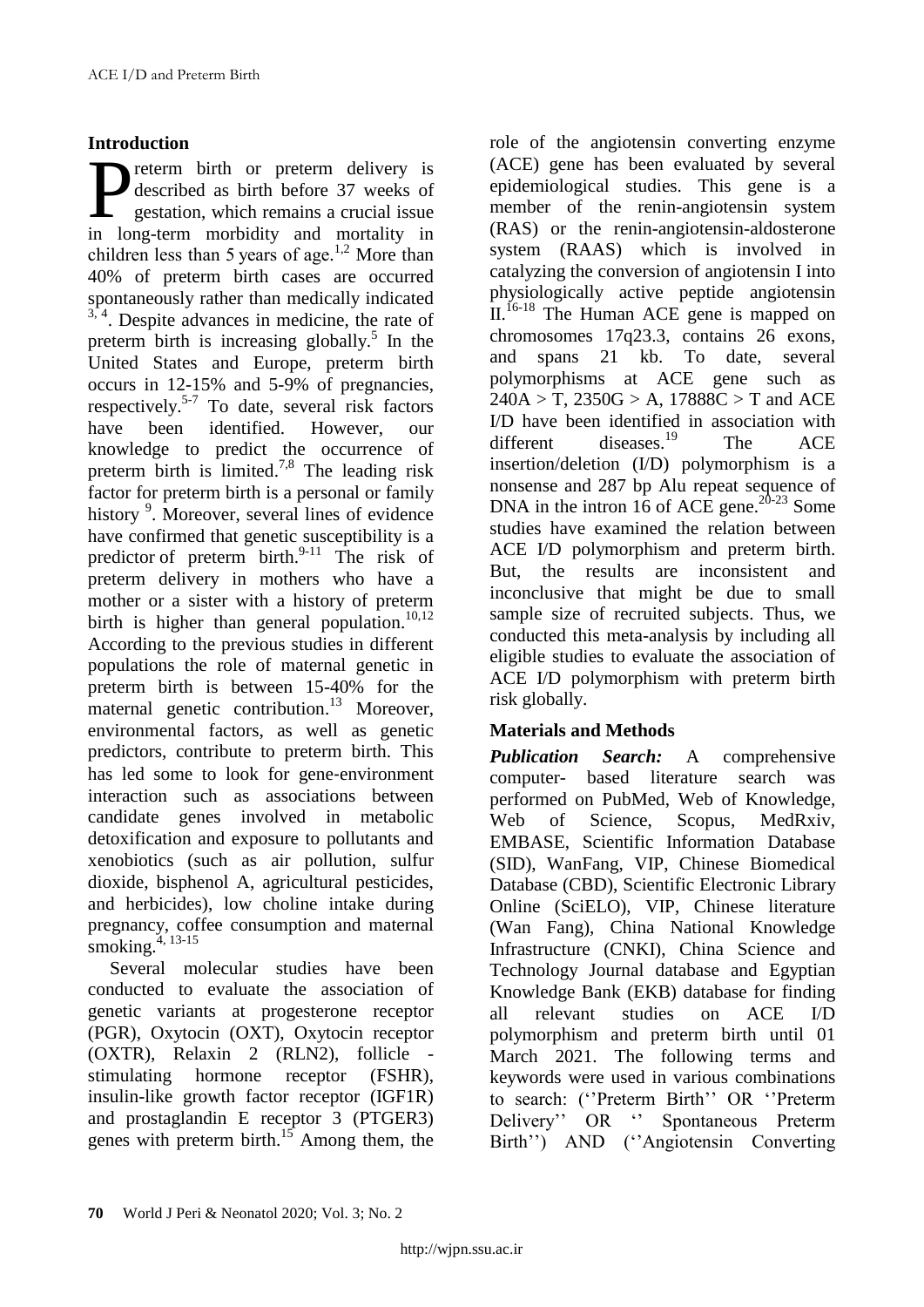## Introduction

Preterm birth or preterm delivery is described as birth before 37 weeks of gestation, which remains a crucial issue in long-term morbidity and mortality in children less than 5 years of age.[1,2] More than 40% of preterm birth cases are occurred spontaneously rather than medically indicated [3, 4]. Despite advances in medicine, the rate of preterm birth is increasing globally.[5] In the United States and Europe, preterm birth occurs in 12-15% and 5-9% of pregnancies, respectively.[5-7] To date, several risk factors have been identified. However, our knowledge to predict the occurrence of preterm birth is limited.[7,8] The leading risk factor for preterm birth is a personal or family history [9]. Moreover, several lines of evidence have confirmed that genetic susceptibility is a predictor of preterm birth.[9-11] The risk of preterm delivery in mothers who have a mother or a sister with a history of preterm birth is higher than general population.[10,12] According to the previous studies in different populations the role of maternal genetic in preterm birth is between 15-40% for the maternal genetic contribution.[13] Moreover, environmental factors, as well as genetic predictors, contribute to preterm birth. This has led some to look for gene-environment interaction such as associations between candidate genes involved in metabolic detoxification and exposure to pollutants and xenobiotics (such as air pollution, sulfur dioxide, bisphenol A, agricultural pesticides, and herbicides), low choline intake during pregnancy, coffee consumption and maternal smoking.[4, 13-15]

Several molecular studies have been conducted to evaluate the association of genetic variants at progesterone receptor (PGR), Oxytocin (OXT), Oxytocin receptor (OXTR), Relaxin 2 (RLN2), follicle - stimulating hormone receptor (FSHR), insulin-like growth factor receptor (IGF1R) and prostaglandin E receptor 3 (PTGER3) genes with preterm birth.[15] Among them, the role of the angiotensin converting enzyme (ACE) gene has been evaluated by several epidemiological studies. This gene is a member of the renin-angiotensin system (RAS) or the renin-angiotensin-aldosterone system (RAAS) which is involved in catalyzing the conversion of angiotensin I into physiologically active peptide angiotensin II.[16-18] The Human ACE gene is mapped on chromosomes 17q23.3, contains 26 exons, and spans 21 kb. To date, several polymorphisms at ACE gene such as 240A > T, 2350G > A, 17888C > T and ACE I/D have been identified in association with different diseases.[19] The ACE insertion/deletion (I/D) polymorphism is a nonsense and 287 bp Alu repeat sequence of DNA in the intron 16 of ACE gene.[20-23] Some studies have examined the relation between ACE I/D polymorphism and preterm birth. But, the results are inconsistent and inconclusive that might be due to small sample size of recruited subjects. Thus, we conducted this meta-analysis by including all eligible studies to evaluate the association of ACE I/D polymorphism with preterm birth risk globally.

## Materials and Methods

***Publication Search:*** A comprehensive computer- based literature search was performed on PubMed, Web of Knowledge, Web of Science, Scopus, MedRxiv, EMBASE, Scientific Information Database (SID), WanFang, VIP, Chinese Biomedical Database (CBD), Scientific Electronic Library Online (SciELO), VIP, Chinese literature (Wan Fang), China National Knowledge Infrastructure (CNKI), China Science and Technology Journal database and Egyptian Knowledge Bank (EKB) database for finding all relevant studies on ACE I/D polymorphism and preterm birth until 01 March 2021. The following terms and keywords were used in various combinations to search: (''Preterm Birth'' OR ''Preterm Delivery'' OR '' Spontaneous Preterm Birth'') AND (''Angiotensin Converting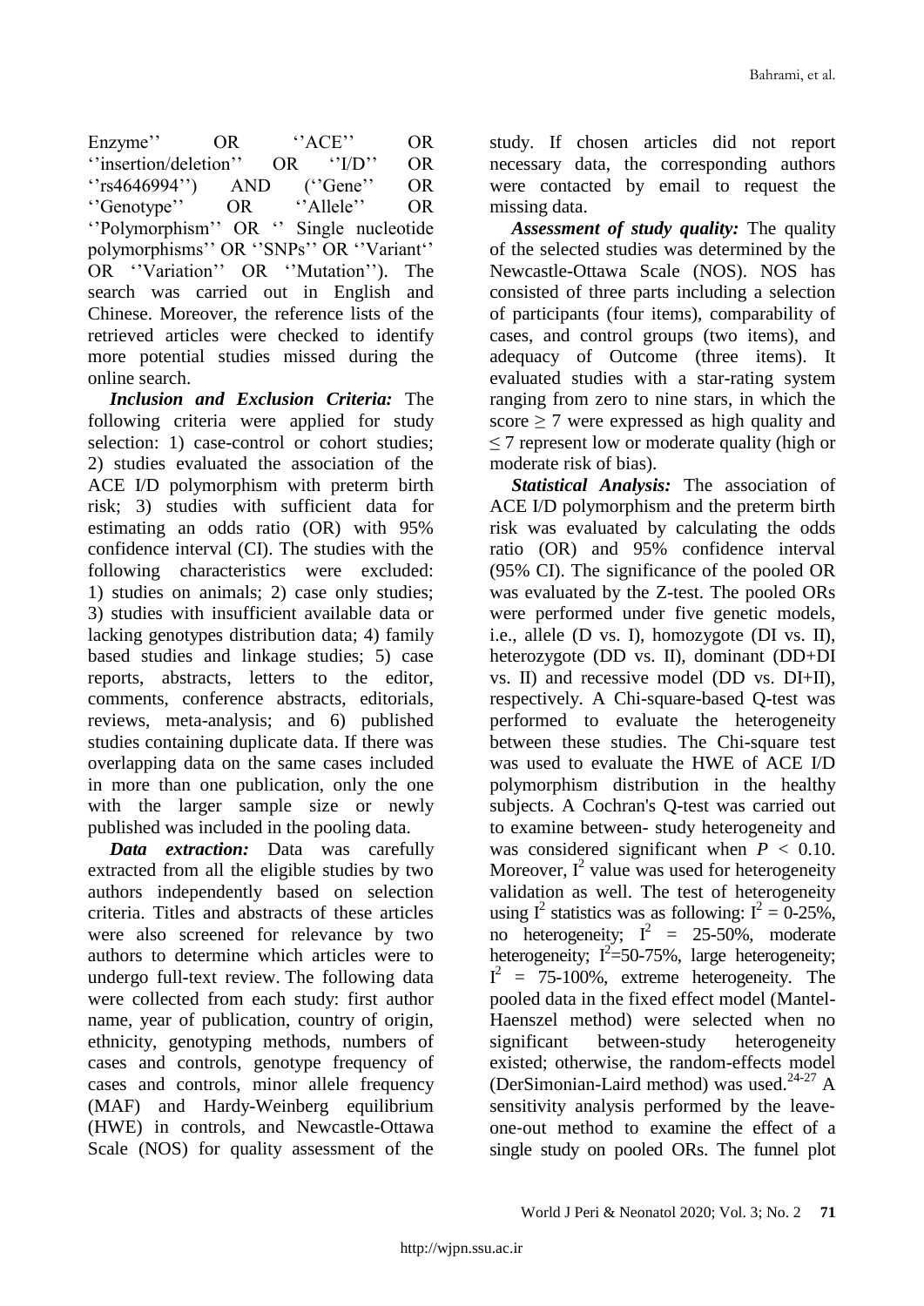Enzyme'' OR ''ACE'' OR ''insertion/deletion'' OR ''I/D'' OR ''rs4646994'') AND (''Gene'' OR ''Genotype'' OR ''Allele'' OR ''Polymorphism'' OR '' Single nucleotide polymorphisms'' OR ''SNPs'' OR ''Variant'' OR ''Variation'' OR ''Mutation''). The search was carried out in English and Chinese. Moreover, the reference lists of the retrieved articles were checked to identify more potential studies missed during the online search.

***Inclusion and Exclusion Criteria:*** The following criteria were applied for study selection: 1) case-control or cohort studies; 2) studies evaluated the association of the ACE I/D polymorphism with preterm birth risk; 3) studies with sufficient data for estimating an odds ratio (OR) with 95% confidence interval (CI). The studies with the following characteristics were excluded: 1) studies on animals; 2) case only studies; 3) studies with insufficient available data or lacking genotypes distribution data; 4) family based studies and linkage studies; 5) case reports, abstracts, letters to the editor, comments, conference abstracts, editorials, reviews, meta-analysis; and 6) published studies containing duplicate data. If there was overlapping data on the same cases included in more than one publication, only the one with the larger sample size or newly published was included in the pooling data.

***Data extraction:*** Data was carefully extracted from all the eligible studies by two authors independently based on selection criteria. Titles and abstracts of these articles were also screened for relevance by two authors to determine which articles were to undergo full-text review. The following data were collected from each study: first author name, year of publication, country of origin, ethnicity, genotyping methods, numbers of cases and controls, genotype frequency of cases and controls, minor allele frequency (MAF) and Hardy-Weinberg equilibrium (HWE) in controls, and Newcastle-Ottawa Scale (NOS) for quality assessment of the study. If chosen articles did not report necessary data, the corresponding authors were contacted by email to request the missing data.

***Assessment of study quality:*** The quality of the selected studies was determined by the Newcastle-Ottawa Scale (NOS). NOS has consisted of three parts including a selection of participants (four items), comparability of cases, and control groups (two items), and adequacy of Outcome (three items). It evaluated studies with a star-rating system ranging from zero to nine stars, in which the score $\geq 7$ were expressed as high quality and $\leq 7$ represent low or moderate quality (high or moderate risk of bias).

***Statistical Analysis:*** The association of ACE I/D polymorphism and the preterm birth risk was evaluated by calculating the odds ratio (OR) and 95% confidence interval (95% CI). The significance of the pooled OR was evaluated by the Z-test. The pooled ORs were performed under five genetic models, i.e., allele (D vs. I), homozygote (DI vs. II), heterozygote (DD vs. II), dominant (DD+DI vs. II) and recessive model (DD vs. DI+II), respectively. A Chi-square-based Q-test was performed to evaluate the heterogeneity between these studies. The Chi-square test was used to evaluate the HWE of ACE I/D polymorphism distribution in the healthy subjects. A Cochran's Q-test was carried out to examine between- study heterogeneity and was considered significant when $P < 0.10$. Moreover, $I^2$ value was used for heterogeneity validation as well. The test of heterogeneity using $I^2$ statistics was as following: $I^2 = 0\text{-}25\%$, no heterogeneity; $I^2 = 25\text{-}50\%$, moderate heterogeneity; $I^2=50\text{-}75\%$, large heterogeneity; $I^2 = 75\text{-}100\%$, extreme heterogeneity. The pooled data in the fixed effect model (Mantel-Haenszel method) were selected when no significant between-study heterogeneity existed; otherwise, the random-effects model (DerSimonian-Laird method) was used.[24-27] A sensitivity analysis performed by the leave-one-out method to examine the effect of a single study on pooled ORs. The funnel plot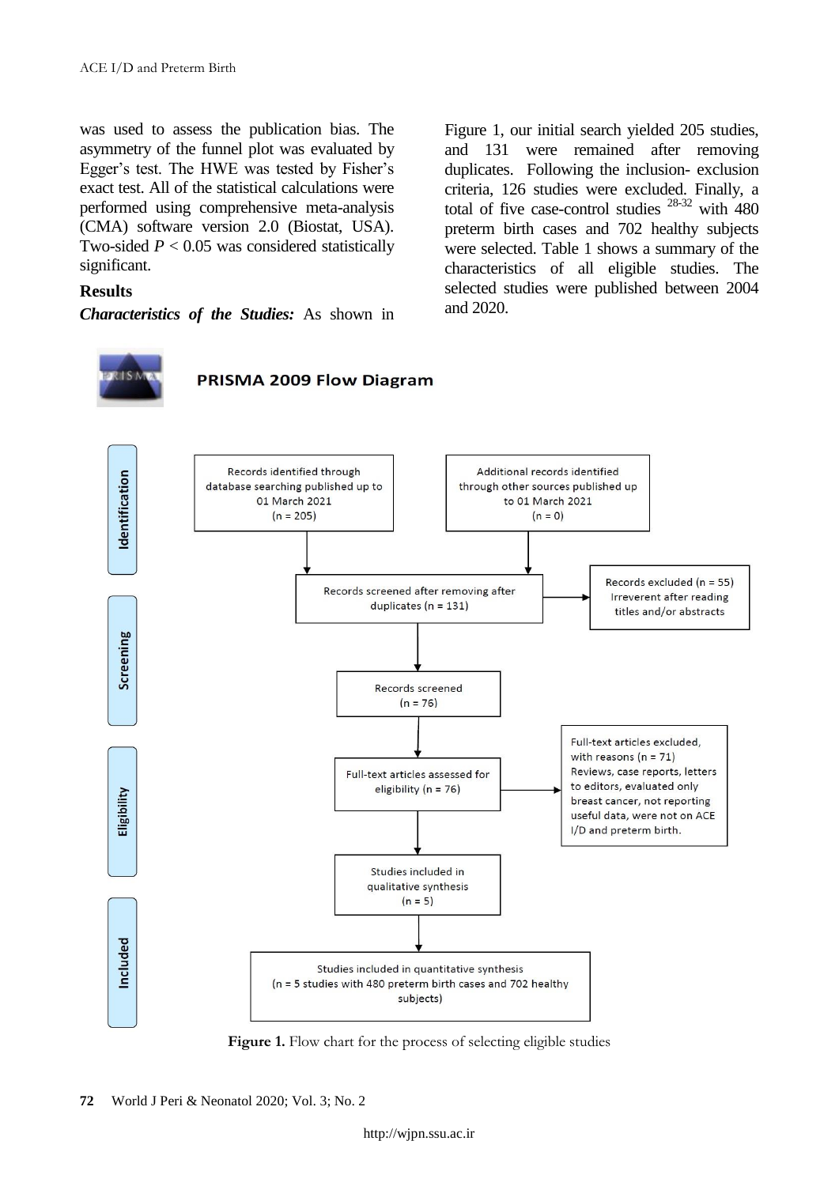was used to assess the publication bias. The asymmetry of the funnel plot was evaluated by Egger's test. The HWE was tested by Fisher's exact test. All of the statistical calculations were performed using comprehensive meta-analysis (CMA) software version 2.0 (Biostat, USA). Two-sided $P < 0.05$ was considered statistically significant.

## Results

***Characteristics of the Studies:*** As shown in Figure 1, our initial search yielded 205 studies, and 131 were remained after removing duplicates. Following the inclusion- exclusion criteria, 126 studies were excluded. Finally, a total of five case-control studies [28-32] with 480 preterm birth cases and 702 healthy subjects were selected. Table 1 shows a summary of the characteristics of all eligible studies. The selected studies were published between 2004 and 2020.

PRISMA 2009 Flow Diagram

Identification

Records identified through database searching published up to 01 March 2021 (n = 205)

Additional records identified through other sources published up to 01 March 2021 (n = 0)

Screening

Records screened after removing after duplicates (n = 131)

Records excluded (n = 55) Irreverent after reading titles and/or abstracts

Records screened (n = 76)

Eligibility

Full-text articles assessed for eligibility (n = 76)

Full-text articles excluded, with reasons (n = 71) Reviews, case reports, letters to editors, evaluated only breast cancer, not reporting useful data, were not on ACE I/D and preterm birth.

Included

Studies included in qualitative synthesis (n = 5)

Studies included in quantitative synthesis (n = 5 studies with 480 preterm birth cases and 702 healthy subjects)

**Figure 1.** Flow chart for the process of selecting eligible studies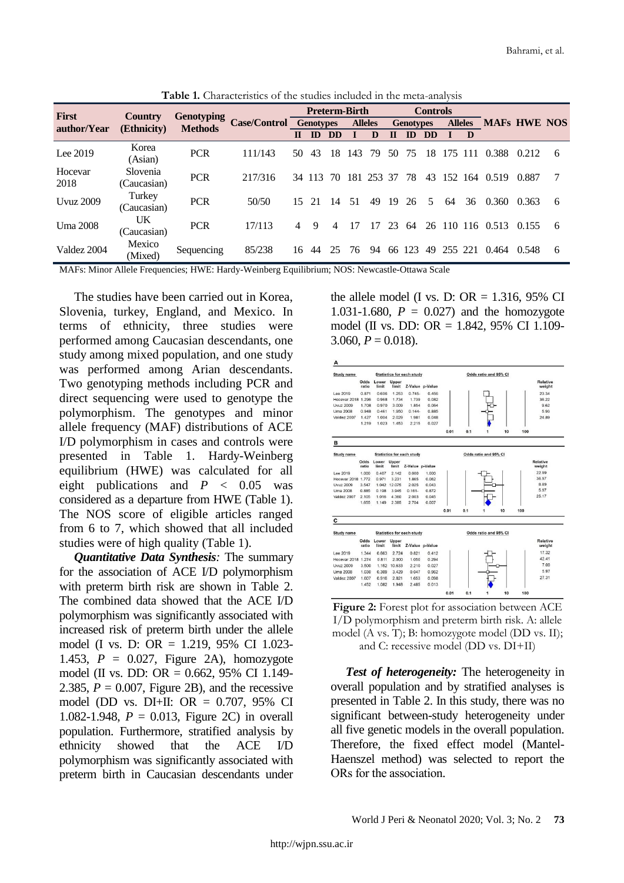**Table 1.** Characteristics of the studies included in the meta-analysis

| First author/Year | Country (Ethnicity) | Genotyping Methods | Case/Control | Preterm-Birth | | | | | Controls | | | | | MAFs | HWE | NOS |
|---|---|---|---|---|---|---|---|---|---|---|---|---|---|---|---|---|
| | | | | Genotypes | | | Alleles | | Genotypes | | | Alleles | | | | |
| | | | | II | ID | DD | I | D | II | ID | DD | I | D | | | |
| Lee 2019 | Korea (Asian) | PCR | 111/143 | 50 | 43 | 18 | 143 | 79 | 50 | 75 | 18 | 175 | 111 | 0.388 | 0.212 | 6 |
| Hocevar 2018 | Slovenia (Caucasian) | PCR | 217/316 | 34 | 113 | 70 | 181 | 253 | 37 | 78 | 43 | 152 | 164 | 0.519 | 0.887 | 7 |
| Uvuz 2009 | Turkey (Caucasian) | PCR | 50/50 | 15 | 21 | 14 | 51 | 49 | 19 | 26 | 5 | 64 | 36 | 0.360 | 0.363 | 6 |
| Uma 2008 | UK (Caucasian) | PCR | 17/113 | 4 | 9 | 4 | 17 | 17 | 23 | 64 | 26 | 110 | 116 | 0.513 | 0.155 | 6 |
| Valdez 2004 | Mexico (Mixed) | Sequencing | 85/238 | 16 | 44 | 25 | 76 | 94 | 66 | 123 | 49 | 255 | 221 | 0.464 | 0.548 | 6 |

MAFs: Minor Allele Frequencies; HWE: Hardy-Weinberg Equilibrium; NOS: Newcastle-Ottawa Scale

The studies have been carried out in Korea, Slovenia, turkey, England, and Mexico. In terms of ethnicity, three studies were performed among Caucasian descendants, one study among mixed population, and one study was performed among Arian descendants. Two genotyping methods including PCR and direct sequencing were used to genotype the polymorphism. The genotypes and minor allele frequency (MAF) distributions of ACE I/D polymorphism in cases and controls were presented in Table 1. Hardy-Weinberg equilibrium (HWE) was calculated for all eight publications and $P < 0.05$ was considered as a departure from HWE (Table 1). The NOS score of eligible articles ranged from 6 to 7, which showed that all included studies were of high quality (Table 1).

***Quantitative Data Synthesis****:* The summary for the association of ACE I/D polymorphism with preterm birth risk are shown in Table 2. The combined data showed that the ACE I/D polymorphism was significantly associated with increased risk of preterm birth under the allele model (I vs. D: OR = 1.219, 95% CI 1.023-1.453, $P$ = 0.027, Figure 2A), homozygote model (II vs. DD: OR = 0.662, 95% CI 1.149-2.385, $P$ = 0.007, Figure 2B), and the recessive model (DD vs. DI+II: OR = 0.707, 95% CI 1.082-1.948, $P$ = 0.013, Figure 2C) in overall population. Furthermore, stratified analysis by ethnicity showed that the ACE I/D polymorphism was significantly associated with preterm birth in Caucasian descendants under the allele model (I vs. D: OR = 1.316, 95% CI 1.031-1.680, $P$ = 0.027) and the homozygote model (II vs. DD: OR = 1.842, 95% CI 1.109-3.060, $P$ = 0.018).

A

Study name | Statistics for each study | Odds ratio and 95% CI
Odds ratio | Lower limit | Upper limit | Z-Value | p-Value | Relative weight
Lee 2019 0.871 0.606 1.253 0.745- 0.456 23.34
Hocevar 2018 1.296 0.968 1.734 1.739 0.082 36.22
Uvuz 2009 1.708 0.970 3.009 1.854 0.064 9.62
Uma 2008 0.948 0.461 1.950 0.144- 0.885 5.93
Valdez 2007 1.427 1.004 2.029 1.981 0.048 24.89
1.219 1.023 1.453 2.215 0.027
0.01 0.1 1 10 100

B

Study name | Statistics for each study | Odds ratio and 95% CI
Odds ratio | Lower limit | Upper limit | Z-Value | p-Value | Relative weight
Lee 2019 1.000 0.467 2.142 0.000 1.000 22.99
Hocevar 2018 1.772 0.971 3.231 1.865 0.062 36.97
Uvuz 2009 3.547 1.042 12.075 2.025 0.043 8.89
Uma 2008 0.885 0.198 3.945 0.161- 0.872 5.97
Valdez 2007 2.105 1.016 4.360 2.003 0.045 25.17
1.655 1.149 2.385 2.704 0.007
0.01 0.1 1 10 100

C

Study name | Statistics for each study | Odds ratio and 95% CI
Odds ratio | Lower limit | Upper limit | Z-Value | p-Value | Relative weight
Lee 2019 1.344 0.663 2.724 0.821 0.412 17.32
Hocevar 2018 1.274 0.811 2.000 1.050 0.294 42.41
Uvuz 2009 3.500 1.152 10.633 2.210 0.027 7.00
Uma 2008 1.030 0.309 3.429 0.047 0.962 5.97
Valdez 2007 1.607 0.916 2.821 1.653 0.098 27.31
1.452 1.082 1.948 2.485 0.013
0.01 0.1 1 10 100

**Figure 2:** Forest plot for association between ACE I/D polymorphism and preterm birth risk. A: allele model (A vs. T); B: homozygote model (DD vs. II); and C: recessive model (DD vs. DI+II)

***Test of heterogeneity:*** The heterogeneity in overall population and by stratified analyses is presented in Table 2. In this study, there was no significant between-study heterogeneity under all five genetic models in the overall population. Therefore, the fixed effect model (Mantel-Haenszel method) was selected to report the ORs for the association.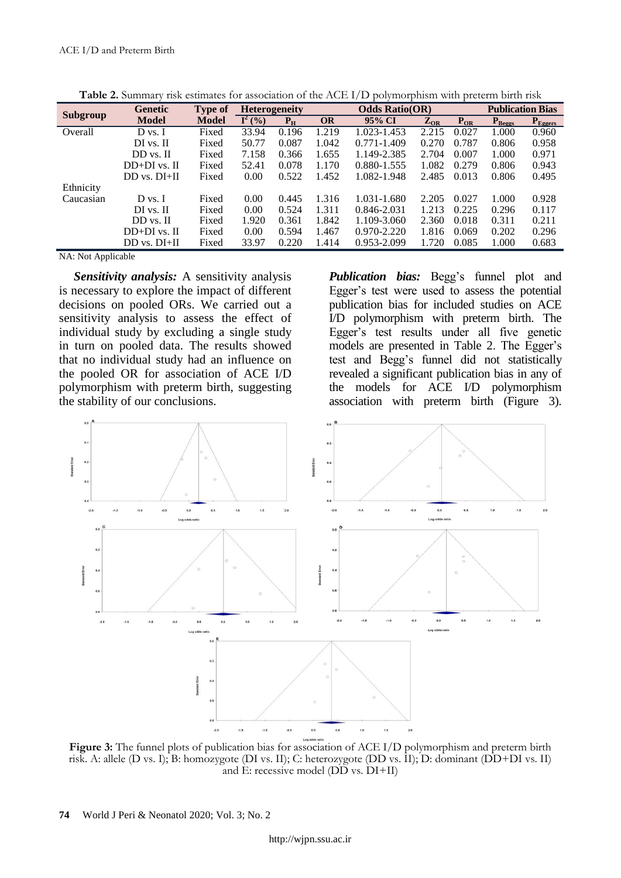**Table 2.** Summary risk estimates for association of the ACE I/D polymorphism with preterm birth risk

| Subgroup | Genetic Model | Type of Model | Heterogeneity | | Odds Ratio(OR) | | | | Publication Bias | |
|---|---|---|---|---|---|---|---|---|---|---|
| | | | $I^2$ (%) | $P_H$ | OR | 95% CI | $Z_{OR}$ | $P_{OR}$ | $P_{Beggs}$ | $P_{Eggers}$ |
| Overall | D vs. I | Fixed | 33.94 | 0.196 | 1.219 | 1.023-1.453 | 2.215 | 0.027 | 1.000 | 0.960 |
| | DI vs. II | Fixed | 50.77 | 0.087 | 1.042 | 0.771-1.409 | 0.270 | 0.787 | 0.806 | 0.958 |
| | DD vs. II | Fixed | 7.158 | 0.366 | 1.655 | 1.149-2.385 | 2.704 | 0.007 | 1.000 | 0.971 |
| | DD+DI vs. II | Fixed | 52.41 | 0.078 | 1.170 | 0.880-1.555 | 1.082 | 0.279 | 0.806 | 0.943 |
| | DD vs. DI+II | Fixed | 0.00 | 0.522 | 1.452 | 1.082-1.948 | 2.485 | 0.013 | 0.806 | 0.495 |
| Ethnicity | | | | | | | | | | |
| Caucasian | D vs. I | Fixed | 0.00 | 0.445 | 1.316 | 1.031-1.680 | 2.205 | 0.027 | 1.000 | 0.928 |
| | DI vs. II | Fixed | 0.00 | 0.524 | 1.311 | 0.846-2.031 | 1.213 | 0.225 | 0.296 | 0.117 |
| | DD vs. II | Fixed | 1.920 | 0.361 | 1.842 | 1.109-3.060 | 2.360 | 0.018 | 0.311 | 0.211 |
| | DD+DI vs. II | Fixed | 0.00 | 0.594 | 1.467 | 0.970-2.220 | 1.816 | 0.069 | 0.202 | 0.296 |
| | DD vs. DI+II | Fixed | 33.97 | 0.220 | 1.414 | 0.953-2.099 | 1.720 | 0.085 | 1.000 | 0.683 |

NA: Not Applicable

***Sensitivity analysis:*** A sensitivity analysis is necessary to explore the impact of different decisions on pooled ORs. We carried out a sensitivity analysis to assess the effect of individual study by excluding a single study in turn on pooled data. The results showed that no individual study had an influence on the pooled OR for association of ACE I/D polymorphism with preterm birth, suggesting the stability of our conclusions.

***Publication bias:*** Begg's funnel plot and Egger's test were used to assess the potential publication bias for included studies on ACE I/D polymorphism with preterm birth. The Egger's test results under all five genetic models are presented in Table 2. The Egger's test and Begg's funnel did not statistically revealed a significant publication bias in any of the models for ACE I/D polymorphism association with preterm birth (Figure 3).

**Figure 3:** The funnel plots of publication bias for association of ACE I/D polymorphism and preterm birth risk. A: allele (D vs. I); B: homozygote (DI vs. II); C: heterozygote (DD vs. II); D: dominant (DD+DI vs. II) and E: recessive model (DD vs. DI+II)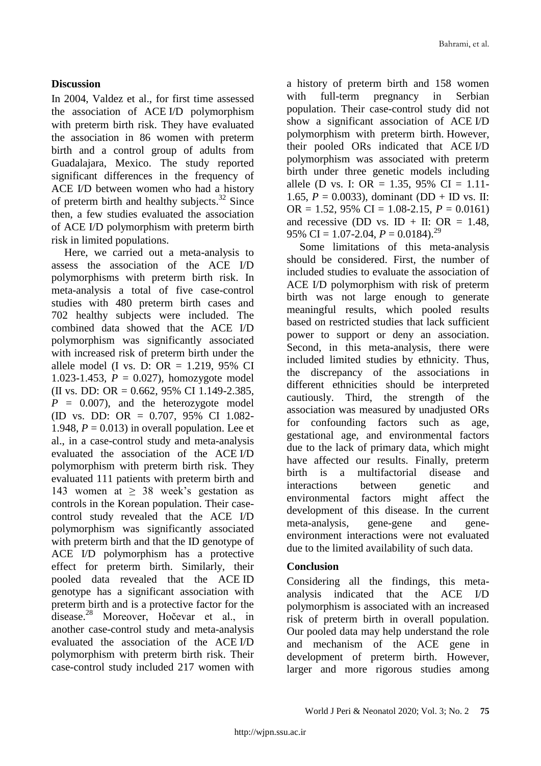## Discussion

In 2004, Valdez et al., for first time assessed the association of ACE I/D polymorphism with preterm birth risk. They have evaluated the association in 86 women with preterm birth and a control group of adults from Guadalajara, Mexico. The study reported significant differences in the frequency of ACE I/D between women who had a history of preterm birth and healthy subjects.[32] Since then, a few studies evaluated the association of ACE I/D polymorphism with preterm birth risk in limited populations.

Here, we carried out a meta-analysis to assess the association of the ACE I/D polymorphisms with preterm birth risk. In meta-analysis a total of five case-control studies with 480 preterm birth cases and 702 healthy subjects were included. The combined data showed that the ACE I/D polymorphism was significantly associated with increased risk of preterm birth under the allele model (I vs. D: OR = 1.219, 95% CI 1.023-1.453, $P$ = 0.027), homozygote model (II vs. DD: OR = 0.662, 95% CI 1.149-2.385, $P$ = 0.007), and the heterozygote model (ID vs. DD: OR = 0.707, 95% CI 1.082-1.948, $P$ = 0.013) in overall population. Lee et al., in a case-control study and meta-analysis evaluated the association of the ACE I/D polymorphism with preterm birth risk. They evaluated 111 patients with preterm birth and 143 women at $\geq$ 38 week's gestation as controls in the Korean population. Their case-control study revealed that the ACE I/D polymorphism was significantly associated with preterm birth and that the ID genotype of ACE I/D polymorphism has a protective effect for preterm birth. Similarly, their pooled data revealed that the ACE ID genotype has a significant association with preterm birth and is a protective factor for the disease.[28] Moreover, Hočevar et al., in another case-control study and meta-analysis evaluated the association of the ACE I/D polymorphism with preterm birth risk. Their case-control study included 217 women with a history of preterm birth and 158 women with full-term pregnancy in Serbian population. Their case-control study did not show a significant association of ACE I/D polymorphism with preterm birth. However, their pooled ORs indicated that ACE I/D polymorphism was associated with preterm birth under three genetic models including allele (D vs. I: OR = 1.35, 95% CI = 1.11-1.65, $P$ = 0.0033), dominant (DD + ID vs. II: OR = 1.52, 95% CI = 1.08-2.15, $P$ = 0.0161) and recessive (DD vs. ID + II: OR = 1.48, 95% CI = 1.07-2.04, $P$ = 0.0184).[29]

Some limitations of this meta-analysis should be considered. First, the number of included studies to evaluate the association of ACE I/D polymorphism with risk of preterm birth was not large enough to generate meaningful results, which pooled results based on restricted studies that lack sufficient power to support or deny an association. Second, in this meta-analysis, there were included limited studies by ethnicity. Thus, the discrepancy of the associations in different ethnicities should be interpreted cautiously. Third, the strength of the association was measured by unadjusted ORs for confounding factors such as age, gestational age, and environmental factors due to the lack of primary data, which might have affected our results. Finally, preterm birth is a multifactorial disease and interactions between genetic and environmental factors might affect the development of this disease. In the current meta-analysis, gene-gene and gene-environment interactions were not evaluated due to the limited availability of such data.

## Conclusion

Considering all the findings, this meta-analysis indicated that the ACE I/D polymorphism is associated with an increased risk of preterm birth in overall population. Our pooled data may help understand the role and mechanism of the ACE gene in development of preterm birth. However, larger and more rigorous studies among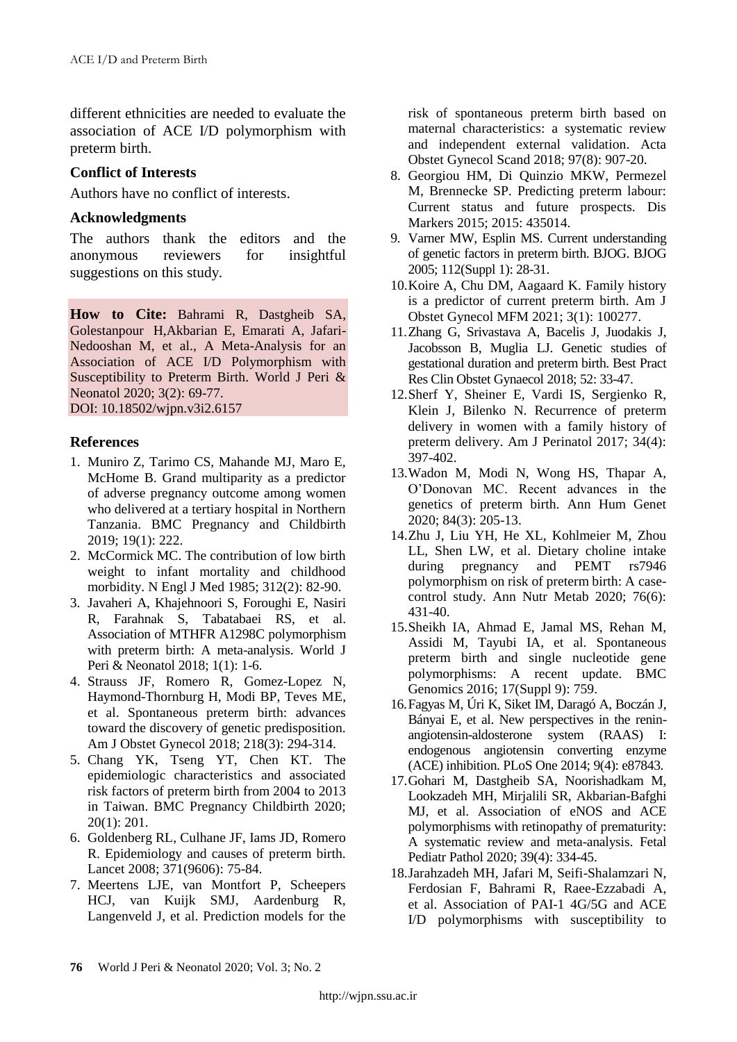different ethnicities are needed to evaluate the association of ACE I/D polymorphism with preterm birth.

## Conflict of Interests

Authors have no conflict of interests.

## Acknowledgments

The authors thank the editors and the anonymous reviewers for insightful suggestions on this study.

**How to Cite:** Bahrami R, Dastgheib SA, Golestanpour H,Akbarian E, Emarati A, Jafari-Nedooshan M, et al., A Meta-Analysis for an Association of ACE I/D Polymorphism with Susceptibility to Preterm Birth. World J Peri & Neonatol 2020; 3(2): 69-77.
DOI: 10.18502/wjpn.v3i2.6157

## References

1. Muniro Z, Tarimo CS, Mahande MJ, Maro E, McHome B. Grand multiparity as a predictor of adverse pregnancy outcome among women who delivered at a tertiary hospital in Northern Tanzania. BMC Pregnancy and Childbirth 2019; 19(1): 222.
2. McCormick MC. The contribution of low birth weight to infant mortality and childhood morbidity. N Engl J Med 1985; 312(2): 82-90.
3. Javaheri A, Khajehnoori S, Foroughi E, Nasiri R, Farahnak S, Tabatabaei RS, et al. Association of MTHFR A1298C polymorphism with preterm birth: A meta-analysis. World J Peri & Neonatol 2018; 1(1): 1-6.
4. Strauss JF, Romero R, Gomez-Lopez N, Haymond-Thornburg H, Modi BP, Teves ME, et al. Spontaneous preterm birth: advances toward the discovery of genetic predisposition. Am J Obstet Gynecol 2018; 218(3): 294-314.
5. Chang YK, Tseng YT, Chen KT. The epidemiologic characteristics and associated risk factors of preterm birth from 2004 to 2013 in Taiwan. BMC Pregnancy Childbirth 2020; 20(1): 201.
6. Goldenberg RL, Culhane JF, Iams JD, Romero R. Epidemiology and causes of preterm birth. Lancet 2008; 371(9606): 75-84.
7. Meertens LJE, van Montfort P, Scheepers HCJ, van Kuijk SMJ, Aardenburg R, Langenveld J, et al. Prediction models for the risk of spontaneous preterm birth based on maternal characteristics: a systematic review and independent external validation. Acta Obstet Gynecol Scand 2018; 97(8): 907-20.
8. Georgiou HM, Di Quinzio MKW, Permezel M, Brennecke SP. Predicting preterm labour: Current status and future prospects. Dis Markers 2015; 2015: 435014.
9. Varner MW, Esplin MS. Current understanding of genetic factors in preterm birth. BJOG. BJOG 2005; 112(Suppl 1): 28-31.
10. Koire A, Chu DM, Aagaard K. Family history is a predictor of current preterm birth. Am J Obstet Gynecol MFM 2021; 3(1): 100277.
11. Zhang G, Srivastava A, Bacelis J, Juodakis J, Jacobsson B, Muglia LJ. Genetic studies of gestational duration and preterm birth. Best Pract Res Clin Obstet Gynaecol 2018; 52: 33-47.
12. Sherf Y, Sheiner E, Vardi IS, Sergienko R, Klein J, Bilenko N. Recurrence of preterm delivery in women with a family history of preterm delivery. Am J Perinatol 2017; 34(4): 397-402.
13. Wadon M, Modi N, Wong HS, Thapar A, O'Donovan MC. Recent advances in the genetics of preterm birth. Ann Hum Genet 2020; 84(3): 205-13.
14. Zhu J, Liu YH, He XL, Kohlmeier M, Zhou LL, Shen LW, et al. Dietary choline intake during pregnancy and PEMT rs7946 polymorphism on risk of preterm birth: A case-control study. Ann Nutr Metab 2020; 76(6): 431-40.
15. Sheikh IA, Ahmad E, Jamal MS, Rehan M, Assidi M, Tayubi IA, et al. Spontaneous preterm birth and single nucleotide gene polymorphisms: A recent update. BMC Genomics 2016; 17(Suppl 9): 759.
16. Fagyas M, Úri K, Siket IM, Daragó A, Boczán J, Bányai E, et al. New perspectives in the renin-angiotensin-aldosterone system (RAAS) I: endogenous angiotensin converting enzyme (ACE) inhibition. PLoS One 2014; 9(4): e87843.
17. Gohari M, Dastgheib SA, Noorishadkam M, Lookzadeh MH, Mirjalili SR, Akbarian-Bafghi MJ, et al. Association of eNOS and ACE polymorphisms with retinopathy of prematurity: A systematic review and meta-analysis. Fetal Pediatr Pathol 2020; 39(4): 334-45.
18. Jarahzadeh MH, Jafari M, Seifi-Shalamzari N, Ferdosian F, Bahrami R, Raee-Ezzabadi A, et al. Association of PAI-1 4G/5G and ACE I/D polymorphisms with susceptibility to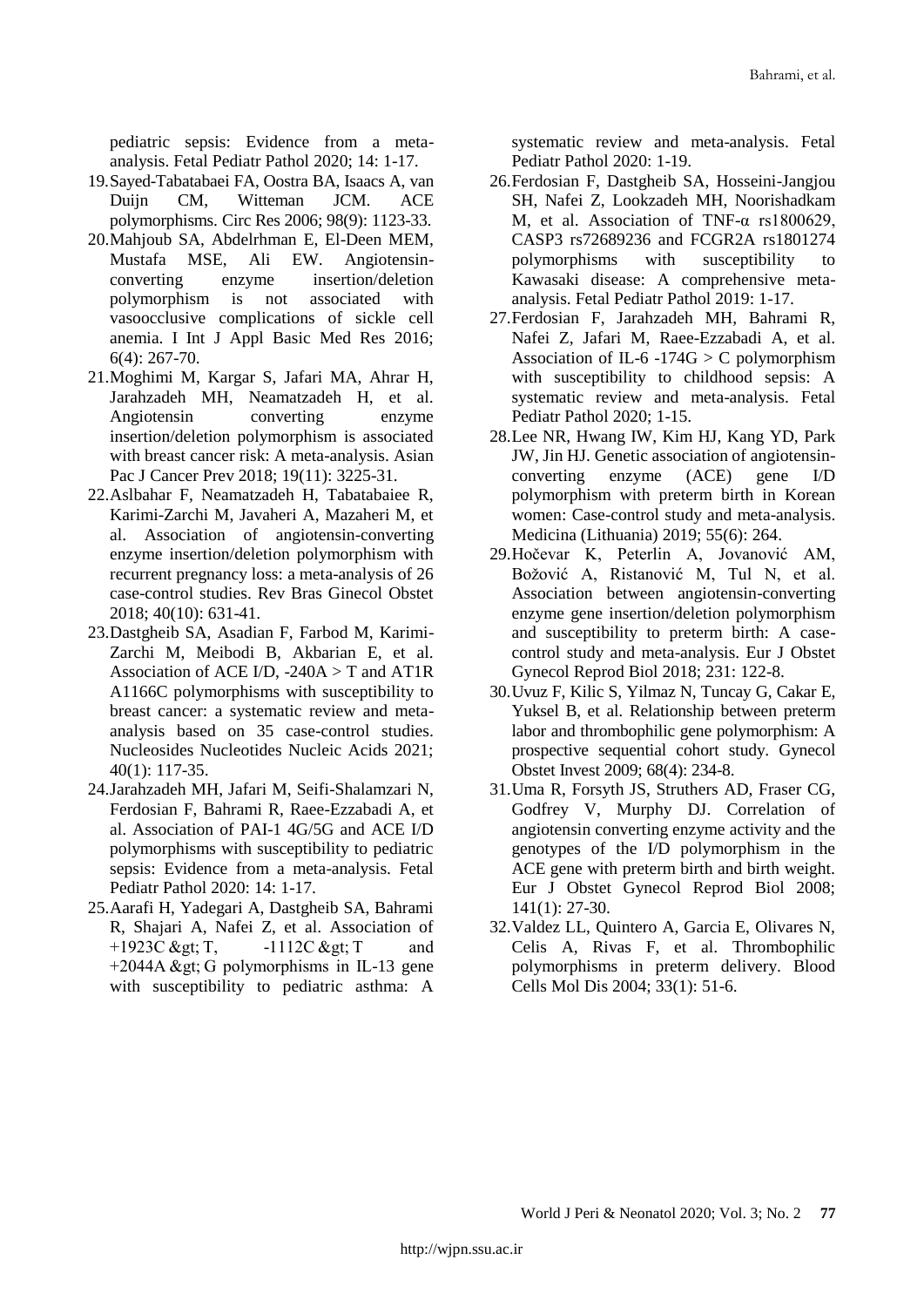pediatric sepsis: Evidence from a meta-analysis. Fetal Pediatr Pathol 2020; 14: 1-17.

19. Sayed-Tabatabaei FA, Oostra BA, Isaacs A, van Duijn CM, Witteman JCM. ACE polymorphisms. Circ Res 2006; 98(9): 1123-33.
20. Mahjoub SA, Abdelrhman E, El-Deen MEM, Mustafa MSE, Ali EW. Angiotensin-converting enzyme insertion/deletion polymorphism is not associated with vasoocclusive complications of sickle cell anemia. I Int J Appl Basic Med Res 2016; 6(4): 267-70.
21. Moghimi M, Kargar S, Jafari MA, Ahrar H, Jarahzadeh MH, Neamatzadeh H, et al. Angiotensin converting enzyme insertion/deletion polymorphism is associated with breast cancer risk: A meta-analysis. Asian Pac J Cancer Prev 2018; 19(11): 3225-31.
22. Aslbahar F, Neamatzadeh H, Tabatabaiee R, Karimi-Zarchi M, Javaheri A, Mazaheri M, et al. Association of angiotensin-converting enzyme insertion/deletion polymorphism with recurrent pregnancy loss: a meta-analysis of 26 case-control studies. Rev Bras Ginecol Obstet 2018; 40(10): 631-41.
23. Dastgheib SA, Asadian F, Farbod M, Karimi-Zarchi M, Meibodi B, Akbarian E, et al. Association of ACE I/D, -240A > T and AT1R A1166C polymorphisms with susceptibility to breast cancer: a systematic review and meta-analysis based on 35 case-control studies. Nucleosides Nucleotides Nucleic Acids 2021; 40(1): 117-35.
24. Jarahzadeh MH, Jafari M, Seifi-Shalamzari N, Ferdosian F, Bahrami R, Raee-Ezzabadi A, et al. Association of PAI-1 4G/5G and ACE I/D polymorphisms with susceptibility to pediatric sepsis: Evidence from a meta-analysis. Fetal Pediatr Pathol 2020: 14: 1-17.
25. Aarafi H, Yadegari A, Dastgheib SA, Bahrami R, Shajari A, Nafei Z, et al. Association of +1923C &gt; T, -1112C &gt; T and +2044A &gt; G polymorphisms in IL-13 gene with susceptibility to pediatric asthma: A systematic review and meta-analysis. Fetal Pediatr Pathol 2020: 1-19.
26. Ferdosian F, Dastgheib SA, Hosseini-Jangjou SH, Nafei Z, Lookzadeh MH, Noorishadkam M, et al. Association of TNF-α rs1800629, CASP3 rs72689236 and FCGR2A rs1801274 polymorphisms with susceptibility to Kawasaki disease: A comprehensive meta-analysis. Fetal Pediatr Pathol 2019: 1-17.
27. Ferdosian F, Jarahzadeh MH, Bahrami R, Nafei Z, Jafari M, Raee-Ezzabadi A, et al. Association of IL-6 -174G > C polymorphism with susceptibility to childhood sepsis: A systematic review and meta-analysis. Fetal Pediatr Pathol 2020; 1-15.
28. Lee NR, Hwang IW, Kim HJ, Kang YD, Park JW, Jin HJ. Genetic association of angiotensin-converting enzyme (ACE) gene I/D polymorphism with preterm birth in Korean women: Case-control study and meta-analysis. Medicina (Lithuania) 2019; 55(6): 264.
29. Hočevar K, Peterlin A, Jovanović AM, Božović A, Ristanović M, Tul N, et al. Association between angiotensin-converting enzyme gene insertion/deletion polymorphism and susceptibility to preterm birth: A case-control study and meta-analysis. Eur J Obstet Gynecol Reprod Biol 2018; 231: 122-8.
30. Uvuz F, Kilic S, Yilmaz N, Tuncay G, Cakar E, Yuksel B, et al. Relationship between preterm labor and thrombophilic gene polymorphism: A prospective sequential cohort study. Gynecol Obstet Invest 2009; 68(4): 234-8.
31. Uma R, Forsyth JS, Struthers AD, Fraser CG, Godfrey V, Murphy DJ. Correlation of angiotensin converting enzyme activity and the genotypes of the I/D polymorphism in the ACE gene with preterm birth and birth weight. Eur J Obstet Gynecol Reprod Biol 2008; 141(1): 27-30.
32. Valdez LL, Quintero A, Garcia E, Olivares N, Celis A, Rivas F, et al. Thrombophilic polymorphisms in preterm delivery. Blood Cells Mol Dis 2004; 33(1): 51-6.